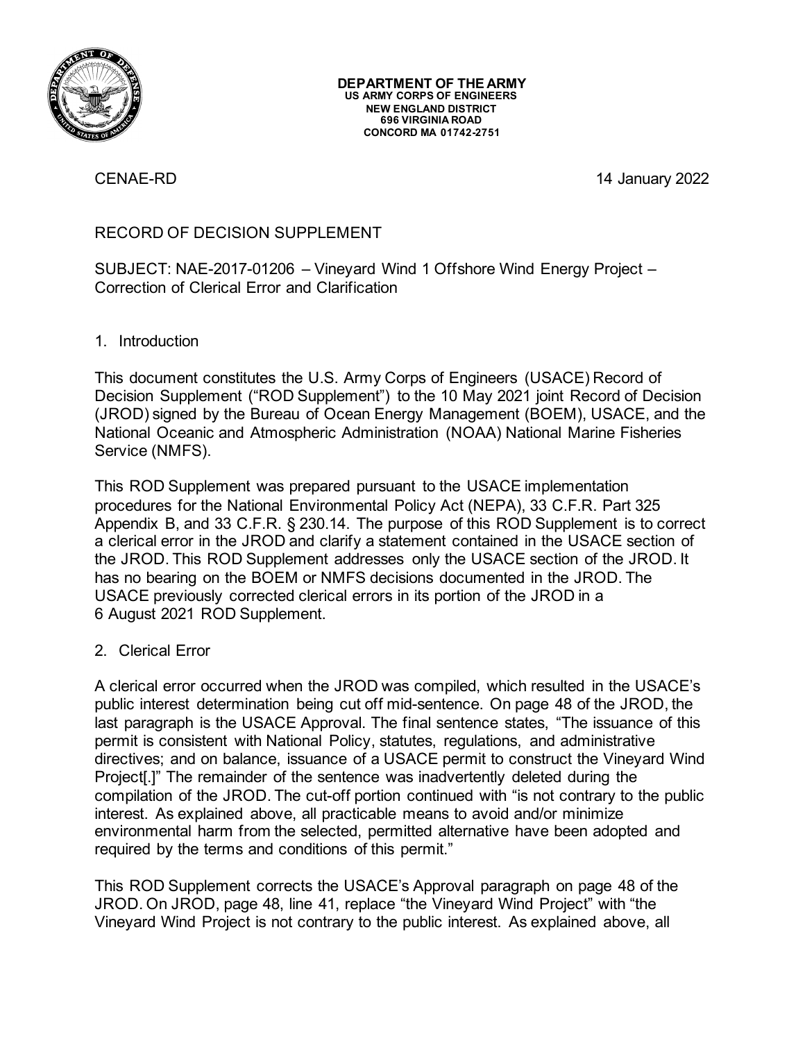**DEPARTMENT OF THE ARMY**
**US ARMY CORPS OF ENGINEERS**
**NEW ENGLAND DISTRICT**
**696 VIRGINIA ROAD**
**CONCORD MA 01742-2751**

CENAE-RD

14 January 2022

RECORD OF DECISION SUPPLEMENT

SUBJECT: NAE-2017-01206 – Vineyard Wind 1 Offshore Wind Energy Project – Correction of Clerical Error and Clarification

1. Introduction

This document constitutes the U.S. Army Corps of Engineers (USACE) Record of Decision Supplement ("ROD Supplement") to the 10 May 2021 joint Record of Decision (JROD) signed by the Bureau of Ocean Energy Management (BOEM), USACE, and the National Oceanic and Atmospheric Administration (NOAA) National Marine Fisheries Service (NMFS).

This ROD Supplement was prepared pursuant to the USACE implementation procedures for the National Environmental Policy Act (NEPA), 33 C.F.R. Part 325 Appendix B, and 33 C.F.R. § 230.14. The purpose of this ROD Supplement is to correct a clerical error in the JROD and clarify a statement contained in the USACE section of the JROD. This ROD Supplement addresses only the USACE section of the JROD. It has no bearing on the BOEM or NMFS decisions documented in the JROD. The USACE previously corrected clerical errors in its portion of the JROD in a 6 August 2021 ROD Supplement.

2. Clerical Error

A clerical error occurred when the JROD was compiled, which resulted in the USACE's public interest determination being cut off mid-sentence. On page 48 of the JROD, the last paragraph is the USACE Approval. The final sentence states, "The issuance of this permit is consistent with National Policy, statutes, regulations, and administrative directives; and on balance, issuance of a USACE permit to construct the Vineyard Wind Project[.]" The remainder of the sentence was inadvertently deleted during the compilation of the JROD. The cut-off portion continued with "is not contrary to the public interest. As explained above, all practicable means to avoid and/or minimize environmental harm from the selected, permitted alternative have been adopted and required by the terms and conditions of this permit."

This ROD Supplement corrects the USACE's Approval paragraph on page 48 of the JROD. On JROD, page 48, line 41, replace "the Vineyard Wind Project" with "the Vineyard Wind Project is not contrary to the public interest. As explained above, all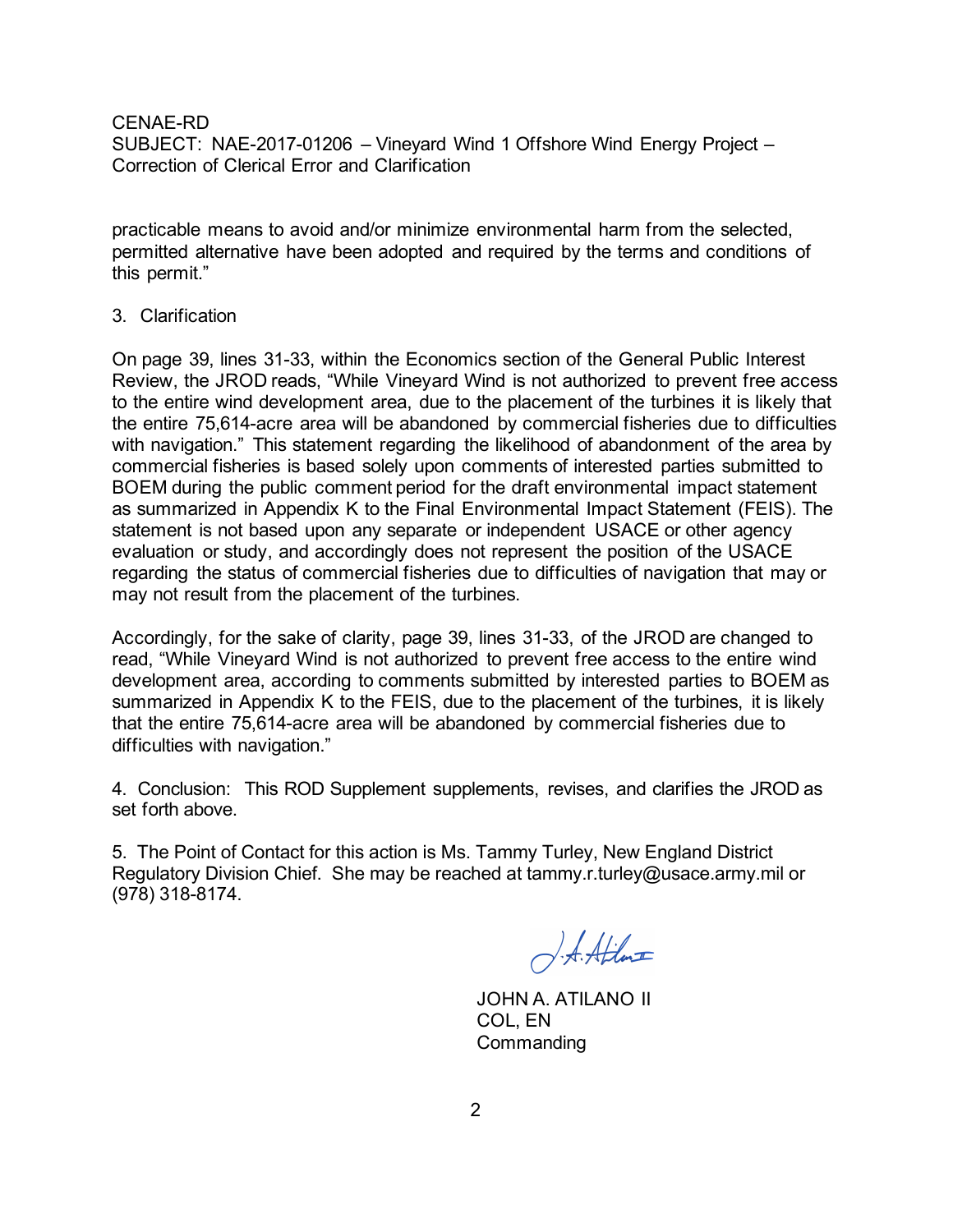CENAE-RD
SUBJECT: NAE-2017-01206 – Vineyard Wind 1 Offshore Wind Energy Project – Correction of Clerical Error and Clarification

practicable means to avoid and/or minimize environmental harm from the selected, permitted alternative have been adopted and required by the terms and conditions of this permit."

3. Clarification

On page 39, lines 31-33, within the Economics section of the General Public Interest Review, the JROD reads, "While Vineyard Wind is not authorized to prevent free access to the entire wind development area, due to the placement of the turbines it is likely that the entire 75,614-acre area will be abandoned by commercial fisheries due to difficulties with navigation." This statement regarding the likelihood of abandonment of the area by commercial fisheries is based solely upon comments of interested parties submitted to BOEM during the public comment period for the draft environmental impact statement as summarized in Appendix K to the Final Environmental Impact Statement (FEIS). The statement is not based upon any separate or independent USACE or other agency evaluation or study, and accordingly does not represent the position of the USACE regarding the status of commercial fisheries due to difficulties of navigation that may or may not result from the placement of the turbines.

Accordingly, for the sake of clarity, page 39, lines 31-33, of the JROD are changed to read, "While Vineyard Wind is not authorized to prevent free access to the entire wind development area, according to comments submitted by interested parties to BOEM as summarized in Appendix K to the FEIS, due to the placement of the turbines, it is likely that the entire 75,614-acre area will be abandoned by commercial fisheries due to difficulties with navigation."

4. Conclusion: This ROD Supplement supplements, revises, and clarifies the JROD as set forth above.

5. The Point of Contact for this action is Ms. Tammy Turley, New England District Regulatory Division Chief. She may be reached at tammy.r.turley@usace.army.mil or (978) 318-8174.

JOHN A. ATILANO II
COL, EN
Commanding